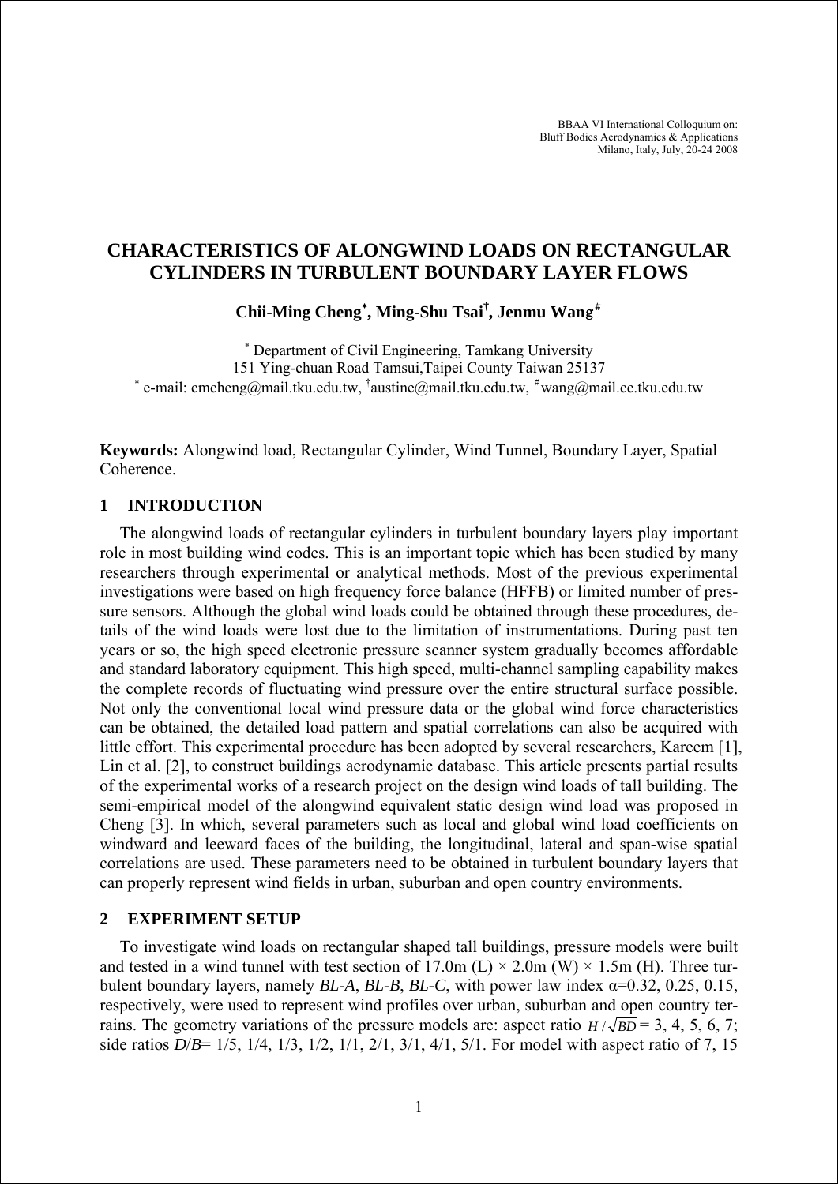BBAA VI International Colloquium on:
Bluff Bodies Aerodynamics & Applications
Milano, Italy, July, 20-24 2008

# CHARACTERISTICS OF ALONGWIND LOADS ON RECTANGULAR CYLINDERS IN TURBULENT BOUNDARY LAYER FLOWS

**Chii-Ming Cheng[*], Ming-Shu Tsai[†], Jenmu Wang[#]**

[*] Department of Civil Engineering, Tamkang University
151 Ying-chuan Road Tamsui,Taipei County Taiwan 25137
[*] e-mail: cmcheng@mail.tku.edu.tw, [†]austine@mail.tku.edu.tw, [#]wang@mail.ce.tku.edu.tw

**Keywords:** Alongwind load, Rectangular Cylinder, Wind Tunnel, Boundary Layer, Spatial Coherence.

## 1 INTRODUCTION

The alongwind loads of rectangular cylinders in turbulent boundary layers play important role in most building wind codes. This is an important topic which has been studied by many researchers through experimental or analytical methods. Most of the previous experimental investigations were based on high frequency force balance (HFFB) or limited number of pressure sensors. Although the global wind loads could be obtained through these procedures, details of the wind loads were lost due to the limitation of instrumentations. During past ten years or so, the high speed electronic pressure scanner system gradually becomes affordable and standard laboratory equipment. This high speed, multi-channel sampling capability makes the complete records of fluctuating wind pressure over the entire structural surface possible. Not only the conventional local wind pressure data or the global wind force characteristics can be obtained, the detailed load pattern and spatial correlations can also be acquired with little effort. This experimental procedure has been adopted by several researchers, Kareem [1], Lin et al. [2], to construct buildings aerodynamic database. This article presents partial results of the experimental works of a research project on the design wind loads of tall building. The semi-empirical model of the alongwind equivalent static design wind load was proposed in Cheng [3]. In which, several parameters such as local and global wind load coefficients on windward and leeward faces of the building, the longitudinal, lateral and span-wise spatial correlations are used. These parameters need to be obtained in turbulent boundary layers that can properly represent wind fields in urban, suburban and open country environments.

## 2 EXPERIMENT SETUP

To investigate wind loads on rectangular shaped tall buildings, pressure models were built and tested in a wind tunnel with test section of 17.0m (L) × 2.0m (W) × 1.5m (H). Three turbulent boundary layers, namely *BL-A*, *BL-B*, *BL-C*, with power law index $\alpha$=0.32, 0.25, 0.15, respectively, were used to represent wind profiles over urban, suburban and open country terrains. The geometry variations of the pressure models are: aspect ratio $H/\sqrt{BD}$ = 3, 4, 5, 6, 7; side ratios $D/B$= 1/5, 1/4, 1/3, 1/2, 1/1, 2/1, 3/1, 4/1, 5/1. For model with aspect ratio of 7, 15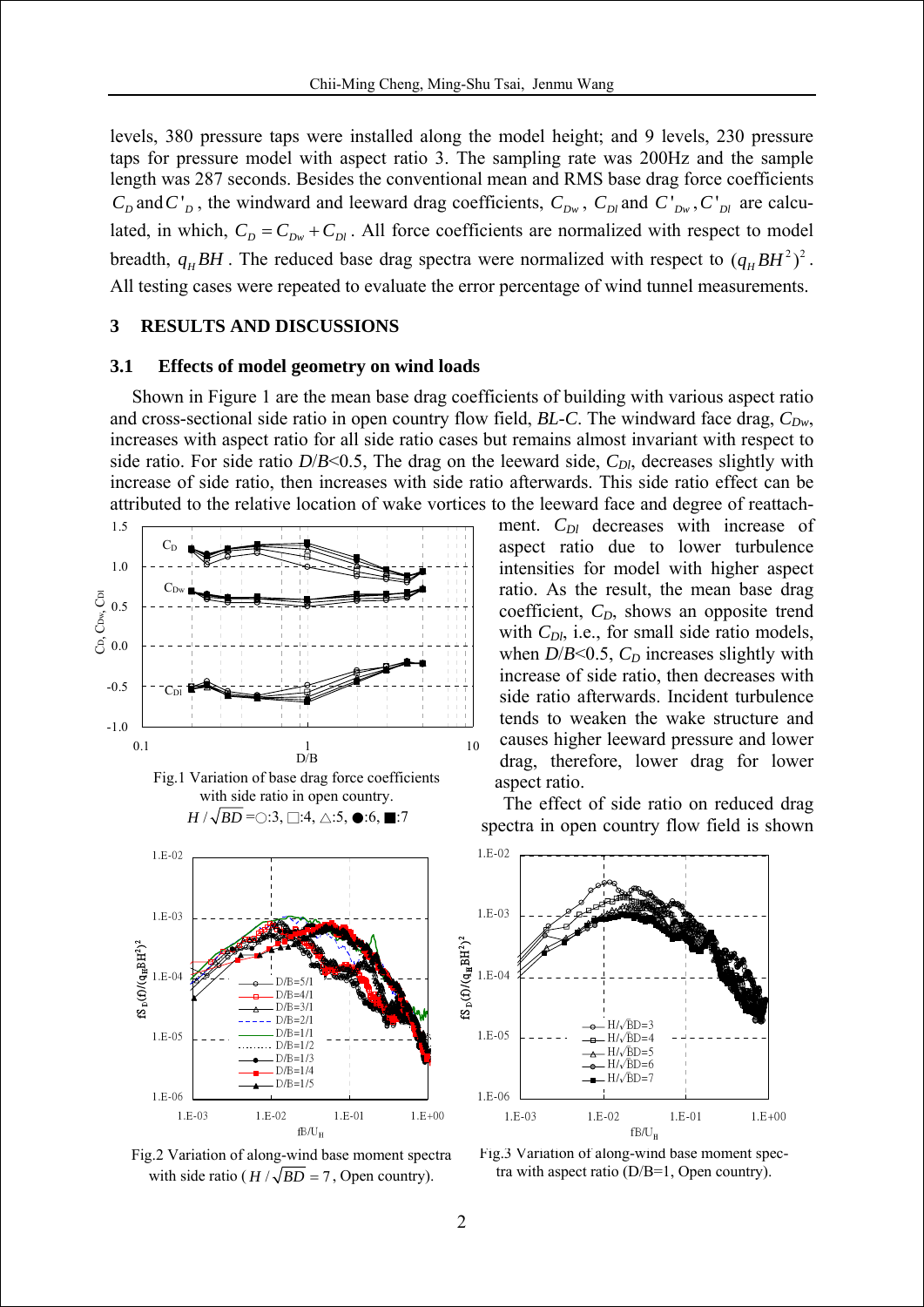levels, 380 pressure taps were installed along the model height; and 9 levels, 230 pressure taps for pressure model with aspect ratio 3. The sampling rate was 200Hz and the sample length was 287 seconds. Besides the conventional mean and RMS base drag force coefficients $C_D$ and $C'_D$, the windward and leeward drag coefficients, $C_{Dw}$, $C_{Dl}$ and $C'_{Dw}, C'_{Dl}$ are calculated, in which, $C_D = C_{Dw} + C_{Dl}$. All force coefficients are normalized with respect to model breadth, $q_H BH$. The reduced base drag spectra were normalized with respect to $(q_H BH^2)^2$. All testing cases were repeated to evaluate the error percentage of wind tunnel measurements.

## 3 RESULTS AND DISCUSSIONS

### 3.1 Effects of model geometry on wind loads

Shown in Figure 1 are the mean base drag coefficients of building with various aspect ratio and cross-sectional side ratio in open country flow field, *BL-C*. The windward face drag, $C_{Dw}$, increases with aspect ratio for all side ratio cases but remains almost invariant with respect to side ratio. For side ratio $D/B$<0.5, The drag on the leeward side, $C_{Dl}$, decreases slightly with increase of side ratio, then increases with side ratio afterwards. This side ratio effect can be attributed to the relative location of wake vortices to the leeward face and degree of reattachment. $C_{Dl}$ decreases with increase of aspect ratio due to lower turbulence intensities for model with higher aspect ratio. As the result, the mean base drag coefficient, $C_D$, shows an opposite trend with $C_{Dl}$, i.e., for small side ratio models, when $D/B$<0.5, $C_D$ increases slightly with increase of side ratio, then decreases with side ratio afterwards. Incident turbulence tends to weaken the wake structure and causes higher leeward pressure and lower drag, therefore, lower drag for lower aspect ratio.

Fig.1 Variation of base drag force coefficients with side ratio in open country. $H/\sqrt{BD}$ =○:3, □:4, △:5, ●:6, ■:7

The effect of side ratio on reduced drag spectra in open country flow field is shown

Fig.2 Variation of along-wind base moment spectra with side ratio ($H/\sqrt{BD}=7$, Open country).

Fig.3 Variation of along-wind base moment spectra with aspect ratio (D/B=1, Open country).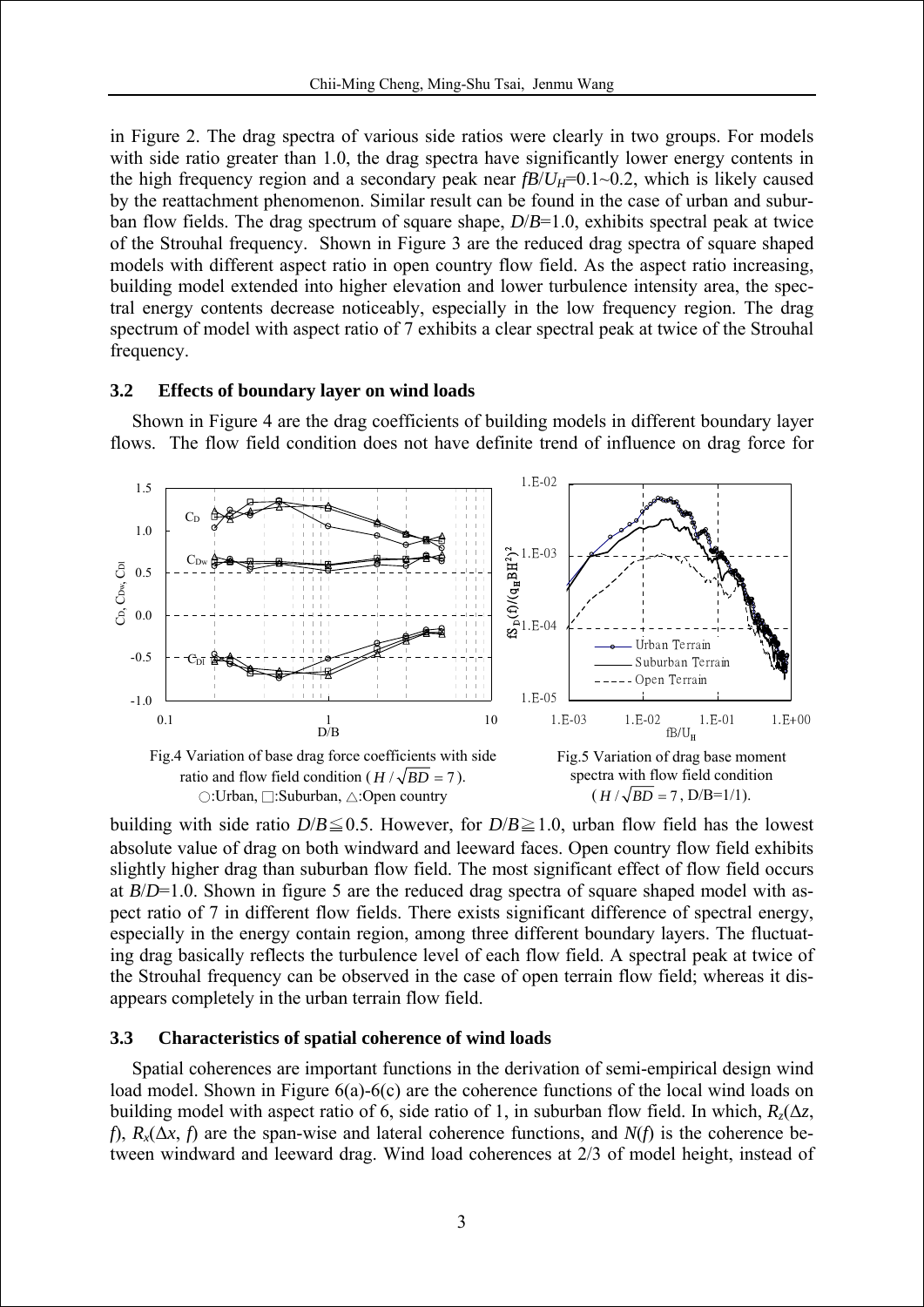in Figure 2. The drag spectra of various side ratios were clearly in two groups. For models with side ratio greater than 1.0, the drag spectra have significantly lower energy contents in the high frequency region and a secondary peak near $fB/U_H$=0.1~0.2, which is likely caused by the reattachment phenomenon. Similar result can be found in the case of urban and suburban flow fields. The drag spectrum of square shape, $D/B$=1.0, exhibits spectral peak at twice of the Strouhal frequency. Shown in Figure 3 are the reduced drag spectra of square shaped models with different aspect ratio in open country flow field. As the aspect ratio increasing, building model extended into higher elevation and lower turbulence intensity area, the spectral energy contents decrease noticeably, especially in the low frequency region. The drag spectrum of model with aspect ratio of 7 exhibits a clear spectral peak at twice of the Strouhal frequency.

### 3.2 Effects of boundary layer on wind loads

Shown in Figure 4 are the drag coefficients of building models in different boundary layer flows. The flow field condition does not have definite trend of influence on drag force for

Fig.4 Variation of base drag force coefficients with side ratio and flow field condition ($H/\sqrt{BD}=7$). ○:Urban, □:Suburban, △:Open country

Fig.5 Variation of drag base moment spectra with flow field condition ($H/\sqrt{BD}=7$, D/B=1/1).

building with side ratio $D/B \leqq 0.5$. However, for $D/B \geqq 1.0$, urban flow field has the lowest absolute value of drag on both windward and leeward faces. Open country flow field exhibits slightly higher drag than suburban flow field. The most significant effect of flow field occurs at $B/D$=1.0. Shown in figure 5 are the reduced drag spectra of square shaped model with aspect ratio of 7 in different flow fields. There exists significant difference of spectral energy, especially in the energy contain region, among three different boundary layers. The fluctuating drag basically reflects the turbulence level of each flow field. A spectral peak at twice of the Strouhal frequency can be observed in the case of open terrain flow field; whereas it disappears completely in the urban terrain flow field.

### 3.3 Characteristics of spatial coherence of wind loads

Spatial coherences are important functions in the derivation of semi-empirical design wind load model. Shown in Figure 6(a)-6(c) are the coherence functions of the local wind loads on building model with aspect ratio of 6, side ratio of 1, in suburban flow field. In which, $R_z(\Delta z, f)$, $R_x(\Delta x, f)$ are the span-wise and lateral coherence functions, and $N(f)$ is the coherence between windward and leeward drag. Wind load coherences at 2/3 of model height, instead of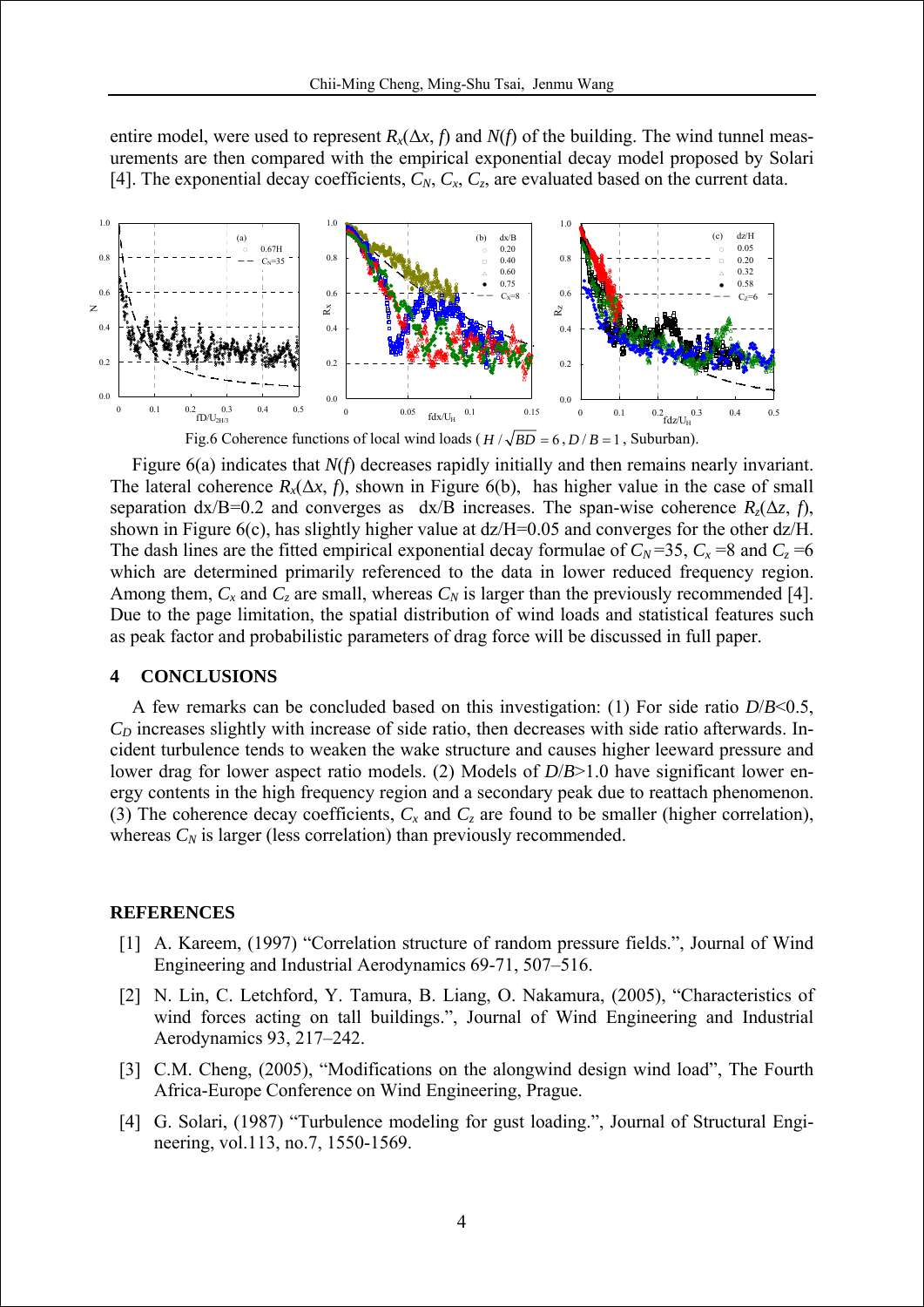entire model, were used to represent $R_x(\Delta x, f)$ and $N(f)$ of the building. The wind tunnel measurements are then compared with the empirical exponential decay model proposed by Solari [4]. The exponential decay coefficients, $C_N$, $C_x$, $C_z$, are evaluated based on the current data.

(a)
0.67H
$C_N$=35
N
fD/U$_{2H/3}$
0.0 0.1 0.2 0.3 0.4 0.5

(b)
dx/B
0.20
0.40
0.60
0.75
$C_X$=8
$R_x$
fdx/U$_H$
0 0.05 0.1 0.15

(c)
dz/H
0.05
0.20
0.32
0.58
$C_Z$=6
$R_z$
fdz/U$_H$
0 0.1 0.2 0.3 0.4 0.5

Fig.6 Coherence functions of local wind loads ( $H/\sqrt{BD} = 6$ , $D/B = 1$ , Suburban).

Figure 6(a) indicates that $N(f)$ decreases rapidly initially and then remains nearly invariant. The lateral coherence $R_x(\Delta x, f)$, shown in Figure 6(b), has higher value in the case of small separation dx/B=0.2 and converges as dx/B increases. The span-wise coherence $R_z(\Delta z, f)$, shown in Figure 6(c), has slightly higher value at dz/H=0.05 and converges for the other dz/H. The dash lines are the fitted empirical exponential decay formulae of $C_N$=35, $C_x$ =8 and $C_z$ =6 which are determined primarily referenced to the data in lower reduced frequency region. Among them, $C_x$ and $C_z$ are small, whereas $C_N$ is larger than the previously recommended [4]. Due to the page limitation, the spatial distribution of wind loads and statistical features such as peak factor and probabilistic parameters of drag force will be discussed in full paper.

## 4 CONCLUSIONS

A few remarks can be concluded based on this investigation: (1) For side ratio $D/B$<0.5, $C_D$ increases slightly with increase of side ratio, then decreases with side ratio afterwards. Incident turbulence tends to weaken the wake structure and causes higher leeward pressure and lower drag for lower aspect ratio models. (2) Models of $D/B$>1.0 have significant lower energy contents in the high frequency region and a secondary peak due to reattach phenomenon. (3) The coherence decay coefficients, $C_x$ and $C_z$ are found to be smaller (higher correlation), whereas $C_N$ is larger (less correlation) than previously recommended.

## REFERENCES

[1] A. Kareem, (1997) "Correlation structure of random pressure fields.", Journal of Wind Engineering and Industrial Aerodynamics 69-71, 507–516.

[2] N. Lin, C. Letchford, Y. Tamura, B. Liang, O. Nakamura, (2005), "Characteristics of wind forces acting on tall buildings.", Journal of Wind Engineering and Industrial Aerodynamics 93, 217–242.

[3] C.M. Cheng, (2005), "Modifications on the alongwind design wind load", The Fourth Africa-Europe Conference on Wind Engineering, Prague.

[4] G. Solari, (1987) "Turbulence modeling for gust loading.", Journal of Structural Engineering, vol.113, no.7, 1550-1569.